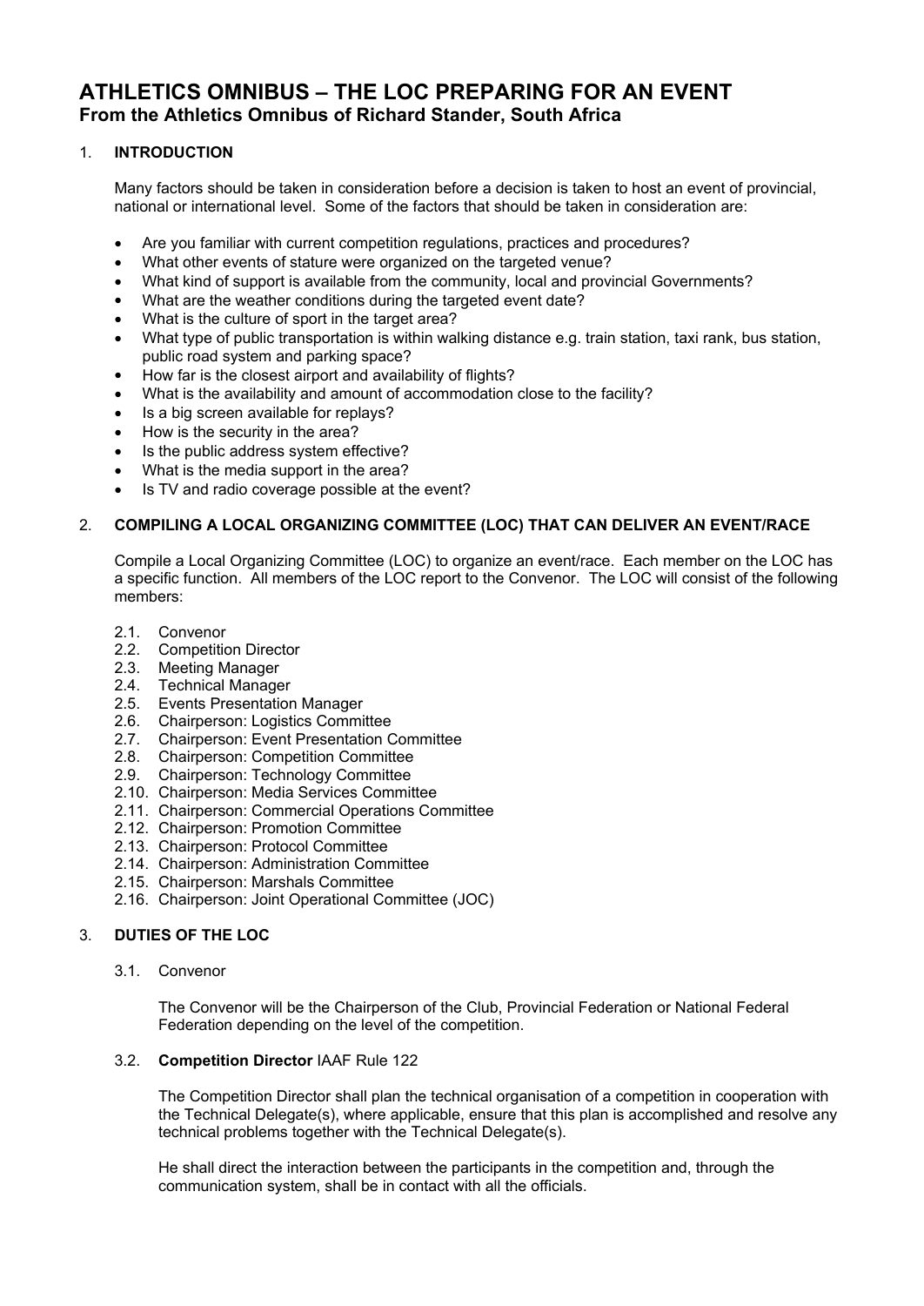# ATHLETICS OMNIBUS – THE LOC PREPARING FOR AN EVENT

## From the Athletics Omnibus of Richard Stander, South Africa

### 1. INTRODUCTION

Many factors should be taken in consideration before a decision is taken to host an event of provincial, national or international level. Some of the factors that should be taken in consideration are:

- Are you familiar with current competition regulations, practices and procedures?
- What other events of stature were organized on the targeted venue?
- What kind of support is available from the community, local and provincial Governments?
- What are the weather conditions during the targeted event date?
- What is the culture of sport in the target area?
- What type of public transportation is within walking distance e.g. train station, taxi rank, bus station, public road system and parking space?
- How far is the closest airport and availability of flights?
- What is the availability and amount of accommodation close to the facility?
- Is a big screen available for replays?
- How is the security in the area?
- Is the public address system effective?
- What is the media support in the area?
- Is TV and radio coverage possible at the event?

### 2. COMPILING A LOCAL ORGANIZING COMMITTEE (LOC) THAT CAN DELIVER AN EVENT/RACE

Compile a Local Organizing Committee (LOC) to organize an event/race. Each member on the LOC has a specific function. All members of the LOC report to the Convenor. The LOC will consist of the following members:

- 2.1. Convenor
- 2.2. Competition Director
- 2.3. Meeting Manager
- 2.4. Technical Manager
- 2.5. Events Presentation Manager
- 2.6. Chairperson: Logistics Committee
- 2.7. Chairperson: Event Presentation Committee
- 2.8. Chairperson: Competition Committee
- 2.9. Chairperson: Technology Committee
- 2.10. Chairperson: Media Services Committee
- 2.11. Chairperson: Commercial Operations Committee
- 2.12. Chairperson: Promotion Committee
- 2.13. Chairperson: Protocol Committee
- 2.14. Chairperson: Administration Committee
- 2.15. Chairperson: Marshals Committee
- 2.16. Chairperson: Joint Operational Committee (JOC)

### 3. DUTIES OF THE LOC

#### 3.1. Convenor

The Convenor will be the Chairperson of the Club, Provincial Federation or National Federal Federation depending on the level of the competition.

#### 3.2. **Competition Director** IAAF Rule 122

The Competition Director shall plan the technical organisation of a competition in cooperation with the Technical Delegate(s), where applicable, ensure that this plan is accomplished and resolve any technical problems together with the Technical Delegate(s).

He shall direct the interaction between the participants in the competition and, through the communication system, shall be in contact with all the officials.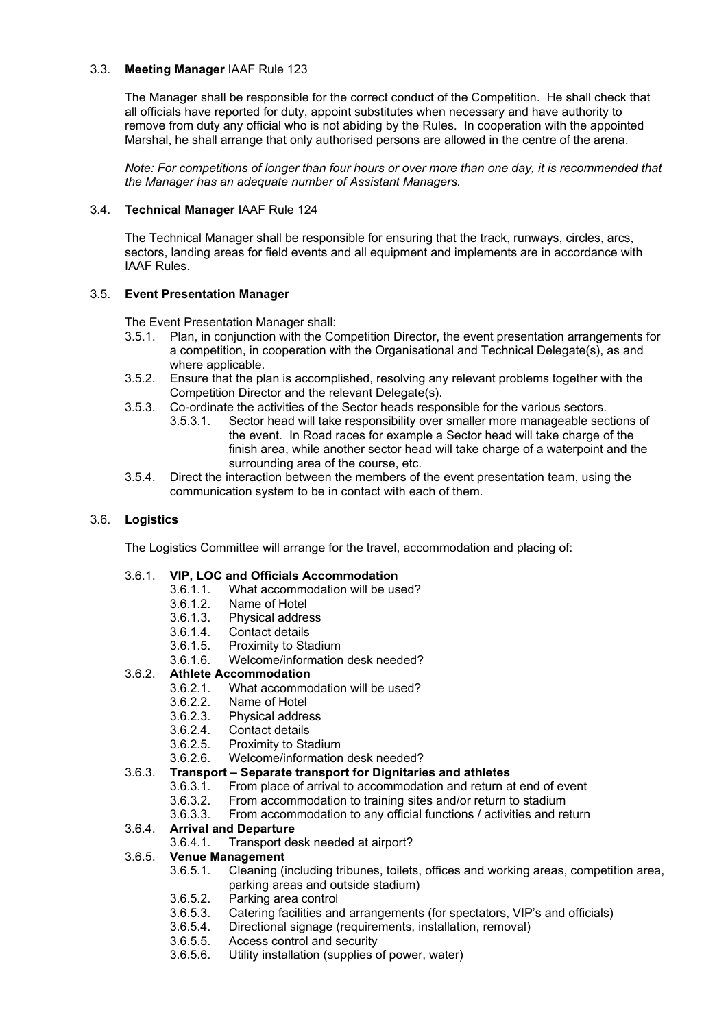### 3.3. **Meeting Manager** IAAF Rule 123

The Manager shall be responsible for the correct conduct of the Competition. He shall check that all officials have reported for duty, appoint substitutes when necessary and have authority to remove from duty any official who is not abiding by the Rules. In cooperation with the appointed Marshal, he shall arrange that only authorised persons are allowed in the centre of the arena.

*Note: For competitions of longer than four hours or over more than one day, it is recommended that the Manager has an adequate number of Assistant Managers.*

### 3.4. **Technical Manager** IAAF Rule 124

The Technical Manager shall be responsible for ensuring that the track, runways, circles, arcs, sectors, landing areas for field events and all equipment and implements are in accordance with IAAF Rules.

### 3.5. **Event Presentation Manager**

The Event Presentation Manager shall:

- 3.5.1. Plan, in conjunction with the Competition Director, the event presentation arrangements for a competition, in cooperation with the Organisational and Technical Delegate(s), as and where applicable.
- 3.5.2. Ensure that the plan is accomplished, resolving any relevant problems together with the Competition Director and the relevant Delegate(s).
- 3.5.3. Co-ordinate the activities of the Sector heads responsible for the various sectors.
    - 3.5.3.1. Sector head will take responsibility over smaller more manageable sections of the event. In Road races for example a Sector head will take charge of the finish area, while another sector head will take charge of a waterpoint and the surrounding area of the course, etc.
- 3.5.4. Direct the interaction between the members of the event presentation team, using the communication system to be in contact with each of them.

### 3.6. **Logistics**

The Logistics Committee will arrange for the travel, accommodation and placing of:

- 3.6.1. **VIP, LOC and Officials Accommodation**
    - 3.6.1.1. What accommodation will be used?
    - 3.6.1.2. Name of Hotel
    - 3.6.1.3. Physical address
    - 3.6.1.4. Contact details
    - 3.6.1.5. Proximity to Stadium
    - 3.6.1.6. Welcome/information desk needed?
- 3.6.2. **Athlete Accommodation**
    - 3.6.2.1. What accommodation will be used?
    - 3.6.2.2. Name of Hotel
    - 3.6.2.3. Physical address
    - 3.6.2.4. Contact details
    - 3.6.2.5. Proximity to Stadium
    - 3.6.2.6. Welcome/information desk needed?
- 3.6.3. **Transport – Separate transport for Dignitaries and athletes**
    - 3.6.3.1. From place of arrival to accommodation and return at end of event
    - 3.6.3.2. From accommodation to training sites and/or return to stadium
    - 3.6.3.3. From accommodation to any official functions / activities and return
- 3.6.4. **Arrival and Departure**
    - 3.6.4.1. Transport desk needed at airport?
- 3.6.5. **Venue Management**
    - 3.6.5.1. Cleaning (including tribunes, toilets, offices and working areas, competition area, parking areas and outside stadium)
    - 3.6.5.2. Parking area control
    - 3.6.5.3. Catering facilities and arrangements (for spectators, VIP's and officials)
    - 3.6.5.4. Directional signage (requirements, installation, removal)
    - 3.6.5.5. Access control and security
    - 3.6.5.6. Utility installation (supplies of power, water)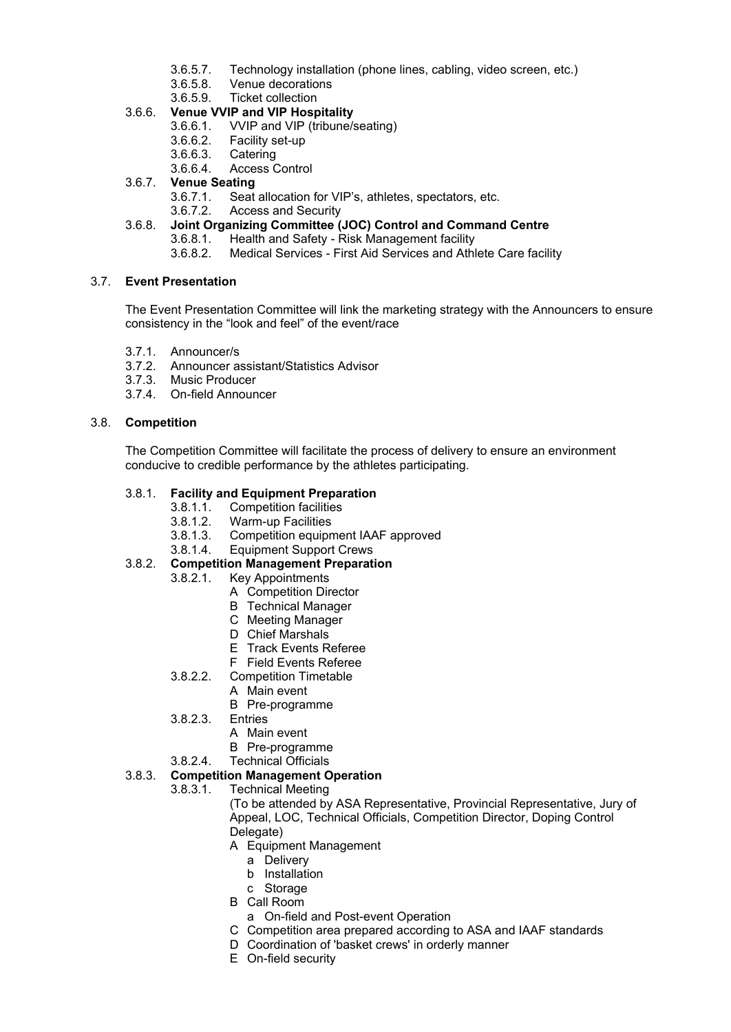- 3.6.5.7. Technology installation (phone lines, cabling, video screen, etc.)
- 3.6.5.8. Venue decorations
- 3.6.5.9. Ticket collection

3.6.6. **Venue VVIP and VIP Hospitality**

- 3.6.6.1. VVIP and VIP (tribune/seating)
- 3.6.6.2. Facility set-up
- 3.6.6.3. Catering
- 3.6.6.4. Access Control

3.6.7. **Venue Seating**

- 3.6.7.1. Seat allocation for VIP's, athletes, spectators, etc.
- 3.6.7.2. Access and Security

3.6.8. **Joint Organizing Committee (JOC) Control and Command Centre**

- 3.6.8.1. Health and Safety - Risk Management facility
- 3.6.8.2. Medical Services - First Aid Services and Athlete Care facility

## 3.7. Event Presentation

The Event Presentation Committee will link the marketing strategy with the Announcers to ensure consistency in the "look and feel" of the event/race

- 3.7.1. Announcer/s
- 3.7.2. Announcer assistant/Statistics Advisor
- 3.7.3. Music Producer
- 3.7.4. On-field Announcer

## 3.8. Competition

The Competition Committee will facilitate the process of delivery to ensure an environment conducive to credible performance by the athletes participating.

3.8.1. **Facility and Equipment Preparation**

- 3.8.1.1. Competition facilities
- 3.8.1.2. Warm-up Facilities
- 3.8.1.3. Competition equipment IAAF approved
- 3.8.1.4. Equipment Support Crews

3.8.2. **Competition Management Preparation**

- 3.8.2.1. Key Appointments
  - A Competition Director
  - B Technical Manager
  - C Meeting Manager
  - D Chief Marshals
  - E Track Events Referee
  - F Field Events Referee
- 3.8.2.2. Competition Timetable
  - A Main event
  - B Pre-programme
- 3.8.2.3. Entries
  - A Main event
  - B Pre-programme
- 3.8.2.4. Technical Officials

3.8.3. **Competition Management Operation**

- 3.8.3.1. Technical Meeting

  (To be attended by ASA Representative, Provincial Representative, Jury of Appeal, LOC, Technical Officials, Competition Director, Doping Control Delegate)
  - A Equipment Management
    - a Delivery
    - b Installation
    - c Storage
  - B Call Room
    - a On-field and Post-event Operation
  - C Competition area prepared according to ASA and IAAF standards
  - D Coordination of 'basket crews' in orderly manner
  - E On-field security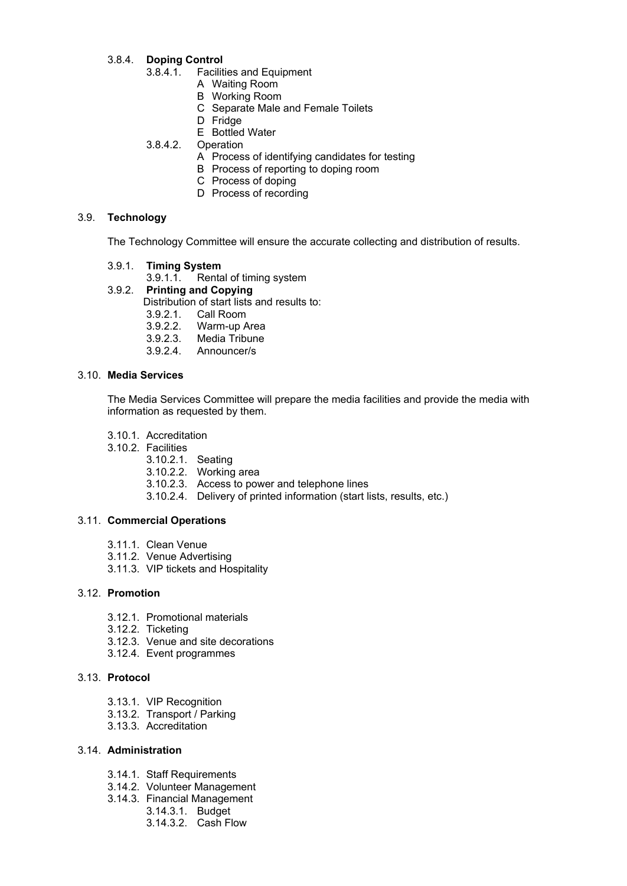3.8.4. **Doping Control**

- 3.8.4.1. Facilities and Equipment
  - A Waiting Room
  - B Working Room
  - C Separate Male and Female Toilets
  - D Fridge
  - E Bottled Water
- 3.8.4.2. Operation
  - A Process of identifying candidates for testing
  - B Process of reporting to doping room
  - C Process of doping
  - D Process of recording

### 3.9. Technology

The Technology Committee will ensure the accurate collecting and distribution of results.

3.9.1. **Timing System**

- 3.9.1.1. Rental of timing system

3.9.2. **Printing and Copying**

Distribution of start lists and results to:

- 3.9.2.1. Call Room
- 3.9.2.2. Warm-up Area
- 3.9.2.3. Media Tribune
- 3.9.2.4. Announcer/s

### 3.10. Media Services

The Media Services Committee will prepare the media facilities and provide the media with information as requested by them.

- 3.10.1. Accreditation
- 3.10.2. Facilities
  - 3.10.2.1. Seating
  - 3.10.2.2. Working area
  - 3.10.2.3. Access to power and telephone lines
  - 3.10.2.4. Delivery of printed information (start lists, results, etc.)

### 3.11. Commercial Operations

- 3.11.1. Clean Venue
- 3.11.2. Venue Advertising
- 3.11.3. VIP tickets and Hospitality

### 3.12. Promotion

- 3.12.1. Promotional materials
- 3.12.2. Ticketing
- 3.12.3. Venue and site decorations
- 3.12.4. Event programmes

### 3.13. Protocol

- 3.13.1. VIP Recognition
- 3.13.2. Transport / Parking
- 3.13.3. Accreditation

### 3.14. Administration

- 3.14.1. Staff Requirements
- 3.14.2. Volunteer Management
- 3.14.3. Financial Management
  - 3.14.3.1. Budget
  - 3.14.3.2. Cash Flow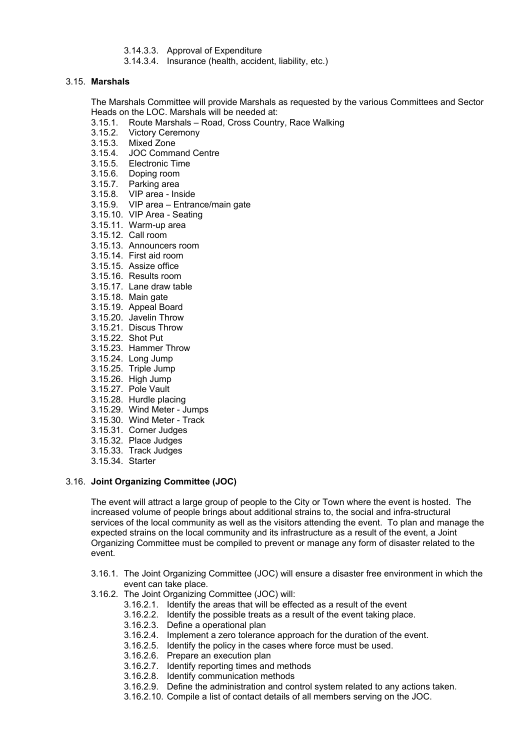3.14.3.3. Approval of Expenditure
3.14.3.4. Insurance (health, accident, liability, etc.)

### 3.15. **Marshals**

The Marshals Committee will provide Marshals as requested by the various Committees and Sector Heads on the LOC. Marshals will be needed at:

3.15.1. Route Marshals – Road, Cross Country, Race Walking
3.15.2. Victory Ceremony
3.15.3. Mixed Zone
3.15.4. JOC Command Centre
3.15.5. Electronic Time
3.15.6. Doping room
3.15.7. Parking area
3.15.8. VIP area - Inside
3.15.9. VIP area – Entrance/main gate
3.15.10. VIP Area - Seating
3.15.11. Warm-up area
3.15.12. Call room
3.15.13. Announcers room
3.15.14. First aid room
3.15.15. Assize office
3.15.16. Results room
3.15.17. Lane draw table
3.15.18. Main gate
3.15.19. Appeal Board
3.15.20. Javelin Throw
3.15.21. Discus Throw
3.15.22. Shot Put
3.15.23. Hammer Throw
3.15.24. Long Jump
3.15.25. Triple Jump
3.15.26. High Jump
3.15.27. Pole Vault
3.15.28. Hurdle placing
3.15.29. Wind Meter - Jumps
3.15.30. Wind Meter - Track
3.15.31. Corner Judges
3.15.32. Place Judges
3.15.33. Track Judges
3.15.34. Starter

### 3.16. **Joint Organizing Committee (JOC)**

The event will attract a large group of people to the City or Town where the event is hosted. The increased volume of people brings about additional strains to, the social and infra-structural services of the local community as well as the visitors attending the event. To plan and manage the expected strains on the local community and its infrastructure as a result of the event, a Joint Organizing Committee must be compiled to prevent or manage any form of disaster related to the event.

3.16.1. The Joint Organizing Committee (JOC) will ensure a disaster free environment in which the event can take place.

3.16.2. The Joint Organizing Committee (JOC) will:

3.16.2.1. Identify the areas that will be effected as a result of the event
3.16.2.2. Identify the possible treats as a result of the event taking place.
3.16.2.3. Define a operational plan
3.16.2.4. Implement a zero tolerance approach for the duration of the event.
3.16.2.5. Identify the policy in the cases where force must be used.
3.16.2.6. Prepare an execution plan
3.16.2.7. Identify reporting times and methods
3.16.2.8. Identify communication methods
3.16.2.9. Define the administration and control system related to any actions taken.
3.16.2.10. Compile a list of contact details of all members serving on the JOC.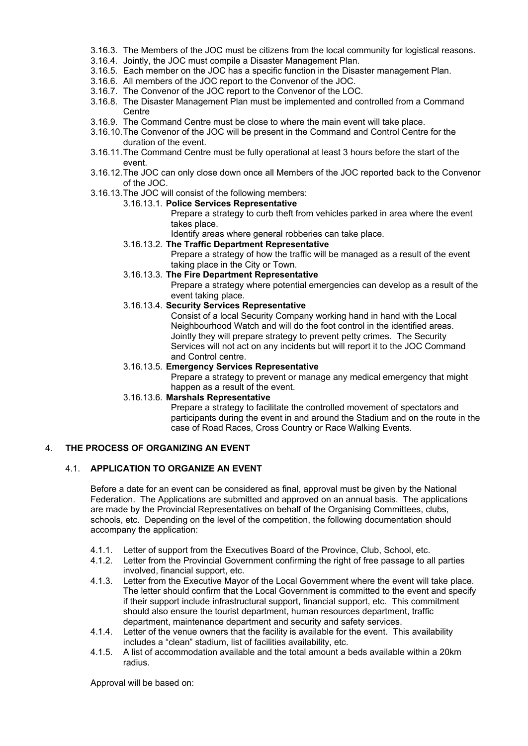- 3.16.3. The Members of the JOC must be citizens from the local community for logistical reasons.
- 3.16.4. Jointly, the JOC must compile a Disaster Management Plan.
- 3.16.5. Each member on the JOC has a specific function in the Disaster management Plan.
- 3.16.6. All members of the JOC report to the Convenor of the JOC.
- 3.16.7. The Convenor of the JOC report to the Convenor of the LOC.
- 3.16.8. The Disaster Management Plan must be implemented and controlled from a Command Centre
- 3.16.9. The Command Centre must be close to where the main event will take place.
- 3.16.10. The Convenor of the JOC will be present in the Command and Control Centre for the duration of the event.
- 3.16.11. The Command Centre must be fully operational at least 3 hours before the start of the event.
- 3.16.12. The JOC can only close down once all Members of the JOC reported back to the Convenor of the JOC.
- 3.16.13. The JOC will consist of the following members:
  - 3.16.13.1. **Police Services Representative**

    Prepare a strategy to curb theft from vehicles parked in area where the event takes place.

    Identify areas where general robberies can take place.
  - 3.16.13.2. **The Traffic Department Representative**

    Prepare a strategy of how the traffic will be managed as a result of the event taking place in the City or Town.
  - 3.16.13.3. **The Fire Department Representative**

    Prepare a strategy where potential emergencies can develop as a result of the event taking place.
  - 3.16.13.4. **Security Services Representative**

    Consist of a local Security Company working hand in hand with the Local Neighbourhood Watch and will do the foot control in the identified areas. Jointly they will prepare strategy to prevent petty crimes. The Security Services will not act on any incidents but will report it to the JOC Command and Control centre.
  - 3.16.13.5. **Emergency Services Representative**

    Prepare a strategy to prevent or manage any medical emergency that might happen as a result of the event.
  - 3.16.13.6. **Marshals Representative**

    Prepare a strategy to facilitate the controlled movement of spectators and participants during the event in and around the Stadium and on the route in the case of Road Races, Cross Country or Race Walking Events.

## 4. THE PROCESS OF ORGANIZING AN EVENT

### 4.1. APPLICATION TO ORGANIZE AN EVENT

Before a date for an event can be considered as final, approval must be given by the National Federation. The Applications are submitted and approved on an annual basis. The applications are made by the Provincial Representatives on behalf of the Organising Committees, clubs, schools, etc. Depending on the level of the competition, the following documentation should accompany the application:

- 4.1.1. Letter of support from the Executives Board of the Province, Club, School, etc.
- 4.1.2. Letter from the Provincial Government confirming the right of free passage to all parties involved, financial support, etc.
- 4.1.3. Letter from the Executive Mayor of the Local Government where the event will take place. The letter should confirm that the Local Government is committed to the event and specify if their support include infrastructural support, financial support, etc. This commitment should also ensure the tourist department, human resources department, traffic department, maintenance department and security and safety services.
- 4.1.4. Letter of the venue owners that the facility is available for the event. This availability includes a "clean" stadium, list of facilities availability, etc.
- 4.1.5. A list of accommodation available and the total amount a beds available within a 20km radius.

Approval will be based on: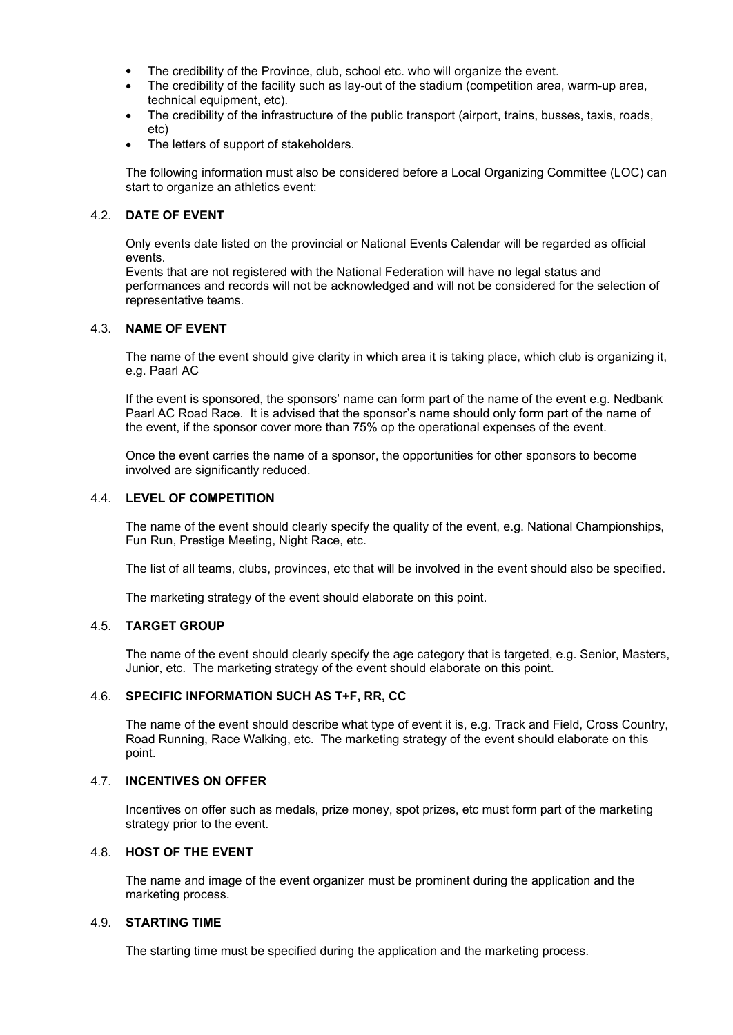- The credibility of the Province, club, school etc. who will organize the event.
- The credibility of the facility such as lay-out of the stadium (competition area, warm-up area, technical equipment, etc).
- The credibility of the infrastructure of the public transport (airport, trains, busses, taxis, roads, etc)
- The letters of support of stakeholders.

The following information must also be considered before a Local Organizing Committee (LOC) can start to organize an athletics event:

### 4.2. DATE OF EVENT

Only events date listed on the provincial or National Events Calendar will be regarded as official events.
Events that are not registered with the National Federation will have no legal status and performances and records will not be acknowledged and will not be considered for the selection of representative teams.

### 4.3. NAME OF EVENT

The name of the event should give clarity in which area it is taking place, which club is organizing it, e.g. Paarl AC

If the event is sponsored, the sponsors' name can form part of the name of the event e.g. Nedbank Paarl AC Road Race. It is advised that the sponsor's name should only form part of the name of the event, if the sponsor cover more than 75% op the operational expenses of the event.

Once the event carries the name of a sponsor, the opportunities for other sponsors to become involved are significantly reduced.

### 4.4. LEVEL OF COMPETITION

The name of the event should clearly specify the quality of the event, e.g. National Championships, Fun Run, Prestige Meeting, Night Race, etc.

The list of all teams, clubs, provinces, etc that will be involved in the event should also be specified.

The marketing strategy of the event should elaborate on this point.

### 4.5. TARGET GROUP

The name of the event should clearly specify the age category that is targeted, e.g. Senior, Masters, Junior, etc. The marketing strategy of the event should elaborate on this point.

### 4.6. SPECIFIC INFORMATION SUCH AS T+F, RR, CC

The name of the event should describe what type of event it is, e.g. Track and Field, Cross Country, Road Running, Race Walking, etc. The marketing strategy of the event should elaborate on this point.

### 4.7. INCENTIVES ON OFFER

Incentives on offer such as medals, prize money, spot prizes, etc must form part of the marketing strategy prior to the event.

### 4.8. HOST OF THE EVENT

The name and image of the event organizer must be prominent during the application and the marketing process.

### 4.9. STARTING TIME

The starting time must be specified during the application and the marketing process.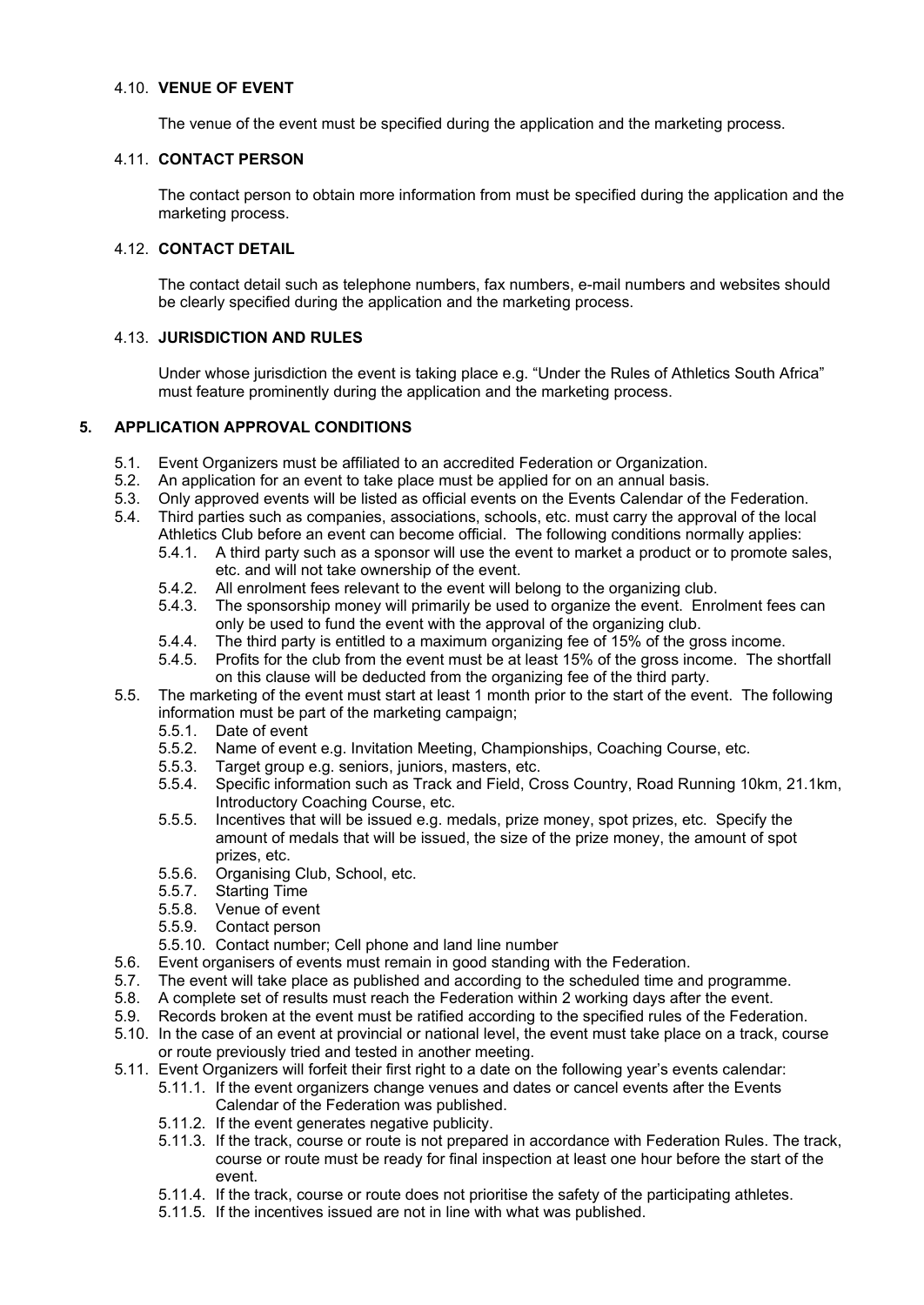### 4.10. VENUE OF EVENT

The venue of the event must be specified during the application and the marketing process.

### 4.11. CONTACT PERSON

The contact person to obtain more information from must be specified during the application and the marketing process.

### 4.12. CONTACT DETAIL

The contact detail such as telephone numbers, fax numbers, e-mail numbers and websites should be clearly specified during the application and the marketing process.

### 4.13. JURISDICTION AND RULES

Under whose jurisdiction the event is taking place e.g. "Under the Rules of Athletics South Africa" must feature prominently during the application and the marketing process.

## 5. APPLICATION APPROVAL CONDITIONS

- 5.1. Event Organizers must be affiliated to an accredited Federation or Organization.
- 5.2. An application for an event to take place must be applied for on an annual basis.
- 5.3. Only approved events will be listed as official events on the Events Calendar of the Federation.
- 5.4. Third parties such as companies, associations, schools, etc. must carry the approval of the local Athletics Club before an event can become official. The following conditions normally applies:
  - 5.4.1. A third party such as a sponsor will use the event to market a product or to promote sales, etc. and will not take ownership of the event.
  - 5.4.2. All enrolment fees relevant to the event will belong to the organizing club.
  - 5.4.3. The sponsorship money will primarily be used to organize the event. Enrolment fees can only be used to fund the event with the approval of the organizing club.
  - 5.4.4. The third party is entitled to a maximum organizing fee of 15% of the gross income.
  - 5.4.5. Profits for the club from the event must be at least 15% of the gross income. The shortfall on this clause will be deducted from the organizing fee of the third party.
- 5.5. The marketing of the event must start at least 1 month prior to the start of the event. The following information must be part of the marketing campaign;
  - 5.5.1. Date of event
  - 5.5.2. Name of event e.g. Invitation Meeting, Championships, Coaching Course, etc.
  - 5.5.3. Target group e.g. seniors, juniors, masters, etc.
  - 5.5.4. Specific information such as Track and Field, Cross Country, Road Running 10km, 21.1km, Introductory Coaching Course, etc.
  - 5.5.5. Incentives that will be issued e.g. medals, prize money, spot prizes, etc. Specify the amount of medals that will be issued, the size of the prize money, the amount of spot prizes, etc.
  - 5.5.6. Organising Club, School, etc.
  - 5.5.7. Starting Time
  - 5.5.8. Venue of event
  - 5.5.9. Contact person
  - 5.5.10. Contact number; Cell phone and land line number
- 5.6. Event organisers of events must remain in good standing with the Federation.
- 5.7. The event will take place as published and according to the scheduled time and programme.
- 5.8. A complete set of results must reach the Federation within 2 working days after the event.
- 5.9. Records broken at the event must be ratified according to the specified rules of the Federation.
- 5.10. In the case of an event at provincial or national level, the event must take place on a track, course or route previously tried and tested in another meeting.
- 5.11. Event Organizers will forfeit their first right to a date on the following year's events calendar:
  - 5.11.1. If the event organizers change venues and dates or cancel events after the Events Calendar of the Federation was published.
  - 5.11.2. If the event generates negative publicity.
  - 5.11.3. If the track, course or route is not prepared in accordance with Federation Rules. The track, course or route must be ready for final inspection at least one hour before the start of the event.
  - 5.11.4. If the track, course or route does not prioritise the safety of the participating athletes.
  - 5.11.5. If the incentives issued are not in line with what was published.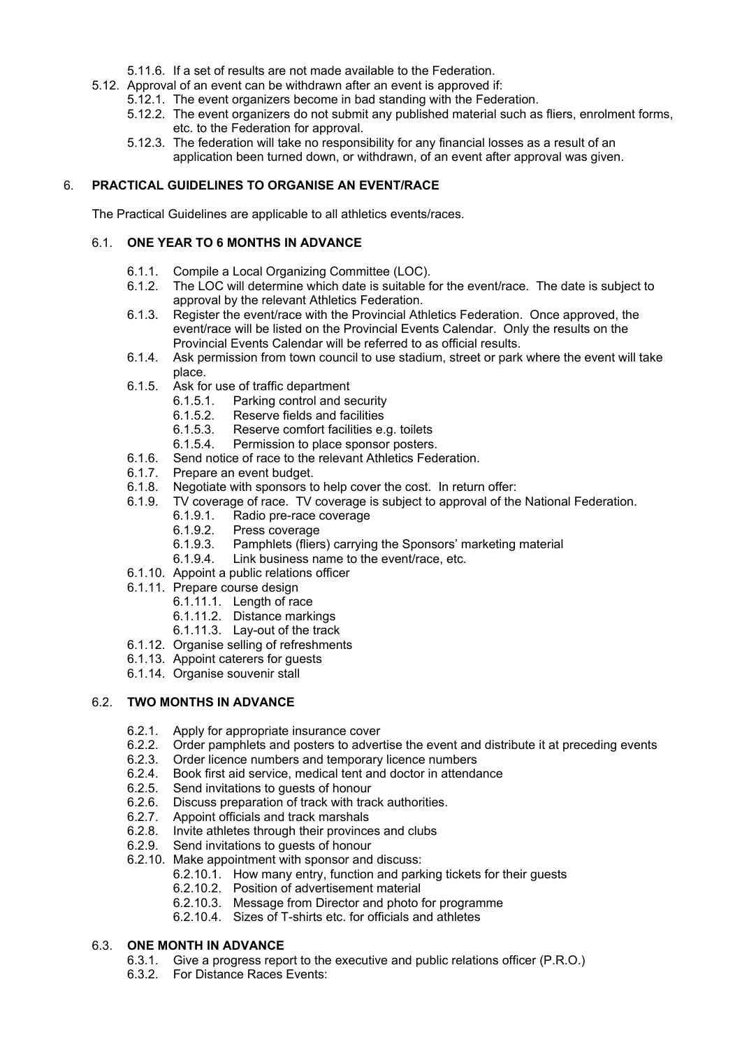- 5.11.6. If a set of results are not made available to the Federation.
- 5.12. Approval of an event can be withdrawn after an event is approved if:
  - 5.12.1. The event organizers become in bad standing with the Federation.
  - 5.12.2. The event organizers do not submit any published material such as fliers, enrolment forms, etc. to the Federation for approval.
  - 5.12.3. The federation will take no responsibility for any financial losses as a result of an application been turned down, or withdrawn, of an event after approval was given.

## 6. PRACTICAL GUIDELINES TO ORGANISE AN EVENT/RACE

The Practical Guidelines are applicable to all athletics events/races.

### 6.1. ONE YEAR TO 6 MONTHS IN ADVANCE

- 6.1.1. Compile a Local Organizing Committee (LOC).
- 6.1.2. The LOC will determine which date is suitable for the event/race. The date is subject to approval by the relevant Athletics Federation.
- 6.1.3. Register the event/race with the Provincial Athletics Federation. Once approved, the event/race will be listed on the Provincial Events Calendar. Only the results on the Provincial Events Calendar will be referred to as official results.
- 6.1.4. Ask permission from town council to use stadium, street or park where the event will take place.
- 6.1.5. Ask for use of traffic department
  - 6.1.5.1. Parking control and security
  - 6.1.5.2. Reserve fields and facilities
  - 6.1.5.3. Reserve comfort facilities e.g. toilets
  - 6.1.5.4. Permission to place sponsor posters.
- 6.1.6. Send notice of race to the relevant Athletics Federation.
- 6.1.7. Prepare an event budget.
- 6.1.8. Negotiate with sponsors to help cover the cost. In return offer:
- 6.1.9. TV coverage of race. TV coverage is subject to approval of the National Federation.
  - 6.1.9.1. Radio pre-race coverage
  - 6.1.9.2. Press coverage
  - 6.1.9.3. Pamphlets (fliers) carrying the Sponsors' marketing material
  - 6.1.9.4. Link business name to the event/race, etc.
- 6.1.10. Appoint a public relations officer
- 6.1.11. Prepare course design
  - 6.1.11.1. Length of race
  - 6.1.11.2. Distance markings
  - 6.1.11.3. Lay-out of the track
- 6.1.12. Organise selling of refreshments
- 6.1.13. Appoint caterers for guests
- 6.1.14. Organise souvenir stall

### 6.2. TWO MONTHS IN ADVANCE

- 6.2.1. Apply for appropriate insurance cover
- 6.2.2. Order pamphlets and posters to advertise the event and distribute it at preceding events
- 6.2.3. Order licence numbers and temporary licence numbers
- 6.2.4. Book first aid service, medical tent and doctor in attendance
- 6.2.5. Send invitations to guests of honour
- 6.2.6. Discuss preparation of track with track authorities.
- 6.2.7. Appoint officials and track marshals
- 6.2.8. Invite athletes through their provinces and clubs
- 6.2.9. Send invitations to guests of honour
- 6.2.10. Make appointment with sponsor and discuss:
  - 6.2.10.1. How many entry, function and parking tickets for their guests
  - 6.2.10.2. Position of advertisement material
  - 6.2.10.3. Message from Director and photo for programme
  - 6.2.10.4. Sizes of T-shirts etc. for officials and athletes

### 6.3. ONE MONTH IN ADVANCE

- 6.3.1. Give a progress report to the executive and public relations officer (P.R.O.)
- 6.3.2. For Distance Races Events: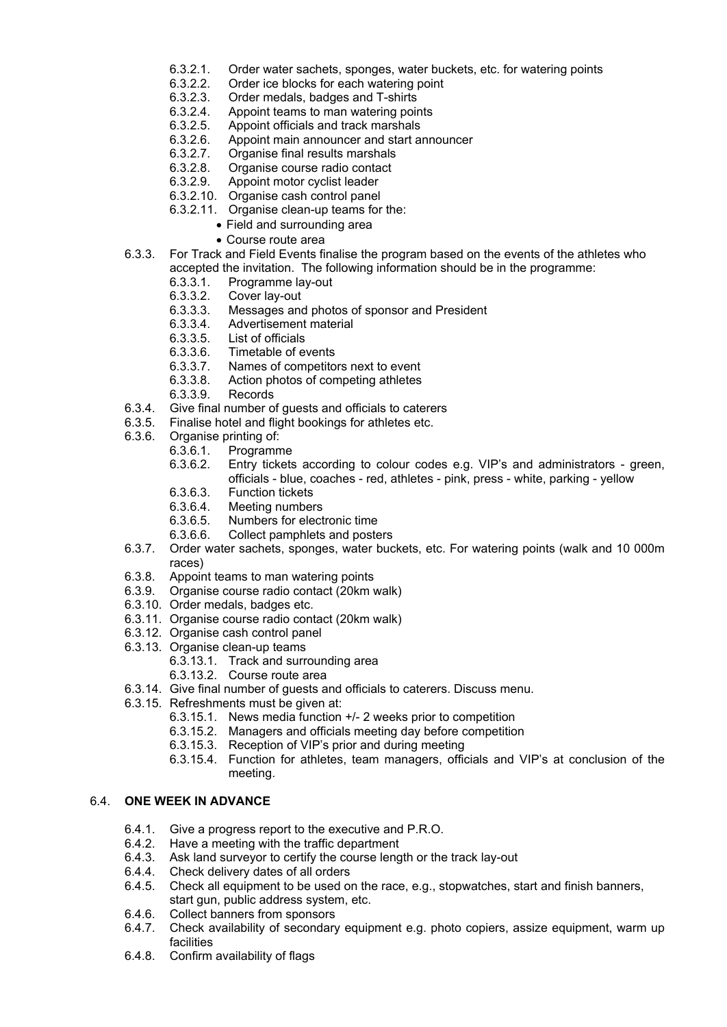- 6.3.2.1. Order water sachets, sponges, water buckets, etc. for watering points
- 6.3.2.2. Order ice blocks for each watering point
- 6.3.2.3. Order medals, badges and T-shirts
- 6.3.2.4. Appoint teams to man watering points
- 6.3.2.5. Appoint officials and track marshals
- 6.3.2.6. Appoint main announcer and start announcer
- 6.3.2.7. Organise final results marshals
- 6.3.2.8. Organise course radio contact
- 6.3.2.9. Appoint motor cyclist leader
- 6.3.2.10. Organise cash control panel
- 6.3.2.11. Organise clean-up teams for the:
  - Field and surrounding area
  - Course route area

6.3.3. For Track and Field Events finalise the program based on the events of the athletes who accepted the invitation. The following information should be in the programme:

- 6.3.3.1. Programme lay-out
- 6.3.3.2. Cover lay-out
- 6.3.3.3. Messages and photos of sponsor and President
- 6.3.3.4. Advertisement material
- 6.3.3.5. List of officials
- 6.3.3.6. Timetable of events
- 6.3.3.7. Names of competitors next to event
- 6.3.3.8. Action photos of competing athletes
- 6.3.3.9. Records

6.3.4. Give final number of guests and officials to caterers

6.3.5. Finalise hotel and flight bookings for athletes etc.

6.3.6. Organise printing of:

- 6.3.6.1. Programme
- 6.3.6.2. Entry tickets according to colour codes e.g. VIP's and administrators - green, officials - blue, coaches - red, athletes - pink, press - white, parking - yellow
- 6.3.6.3. Function tickets
- 6.3.6.4. Meeting numbers
- 6.3.6.5. Numbers for electronic time
- 6.3.6.6. Collect pamphlets and posters

6.3.7. Order water sachets, sponges, water buckets, etc. For watering points (walk and 10 000m races)

6.3.8. Appoint teams to man watering points

6.3.9. Organise course radio contact (20km walk)

6.3.10. Order medals, badges etc.

6.3.11. Organise course radio contact (20km walk)

6.3.12. Organise cash control panel

6.3.13. Organise clean-up teams

- 6.3.13.1. Track and surrounding area
- 6.3.13.2. Course route area

6.3.14. Give final number of guests and officials to caterers. Discuss menu.

6.3.15. Refreshments must be given at:

- 6.3.15.1. News media function +/- 2 weeks prior to competition
- 6.3.15.2. Managers and officials meeting day before competition
- 6.3.15.3. Reception of VIP's prior and during meeting
- 6.3.15.4. Function for athletes, team managers, officials and VIP's at conclusion of the meeting.

## 6.4. ONE WEEK IN ADVANCE

- 6.4.1. Give a progress report to the executive and P.R.O.
- 6.4.2. Have a meeting with the traffic department
- 6.4.3. Ask land surveyor to certify the course length or the track lay-out
- 6.4.4. Check delivery dates of all orders
- 6.4.5. Check all equipment to be used on the race, e.g., stopwatches, start and finish banners, start gun, public address system, etc.
- 6.4.6. Collect banners from sponsors
- 6.4.7. Check availability of secondary equipment e.g. photo copiers, assize equipment, warm up facilities
- 6.4.8. Confirm availability of flags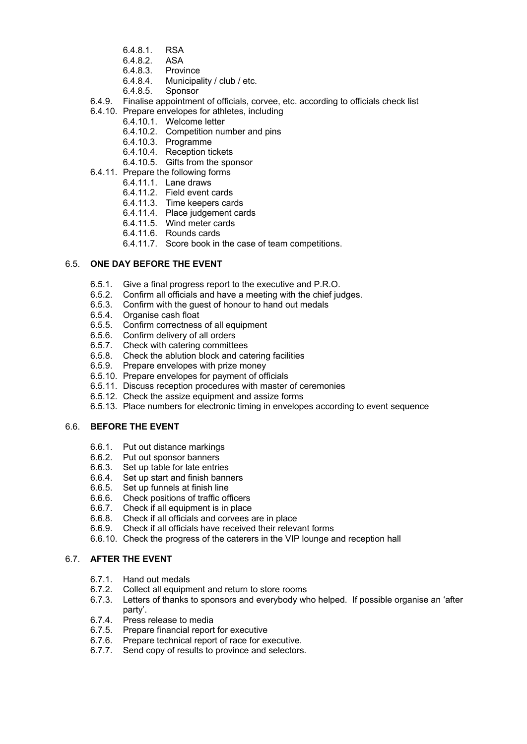- 6.4.8.1. RSA
- 6.4.8.2. ASA
- 6.4.8.3. Province
- 6.4.8.4. Municipality / club / etc.
- 6.4.8.5. Sponsor

6.4.9. Finalise appointment of officials, corvee, etc. according to officials check list

6.4.10. Prepare envelopes for athletes, including

- 6.4.10.1. Welcome letter
- 6.4.10.2. Competition number and pins
- 6.4.10.3. Programme
- 6.4.10.4. Reception tickets
- 6.4.10.5. Gifts from the sponsor

6.4.11. Prepare the following forms

- 6.4.11.1. Lane draws
- 6.4.11.2. Field event cards
- 6.4.11.3. Time keepers cards
- 6.4.11.4. Place judgement cards
- 6.4.11.5. Wind meter cards
- 6.4.11.6. Rounds cards
- 6.4.11.7. Score book in the case of team competitions.

### 6.5. ONE DAY BEFORE THE EVENT

- 6.5.1. Give a final progress report to the executive and P.R.O.
- 6.5.2. Confirm all officials and have a meeting with the chief judges.
- 6.5.3. Confirm with the guest of honour to hand out medals
- 6.5.4. Organise cash float
- 6.5.5. Confirm correctness of all equipment
- 6.5.6. Confirm delivery of all orders
- 6.5.7. Check with catering committees
- 6.5.8. Check the ablution block and catering facilities
- 6.5.9. Prepare envelopes with prize money
- 6.5.10. Prepare envelopes for payment of officials
- 6.5.11. Discuss reception procedures with master of ceremonies
- 6.5.12. Check the assize equipment and assize forms
- 6.5.13. Place numbers for electronic timing in envelopes according to event sequence

### 6.6. BEFORE THE EVENT

- 6.6.1. Put out distance markings
- 6.6.2. Put out sponsor banners
- 6.6.3. Set up table for late entries
- 6.6.4. Set up start and finish banners
- 6.6.5. Set up funnels at finish line
- 6.6.6. Check positions of traffic officers
- 6.6.7. Check if all equipment is in place
- 6.6.8. Check if all officials and corvees are in place
- 6.6.9. Check if all officials have received their relevant forms
- 6.6.10. Check the progress of the caterers in the VIP lounge and reception hall

### 6.7. AFTER THE EVENT

- 6.7.1. Hand out medals
- 6.7.2. Collect all equipment and return to store rooms
- 6.7.3. Letters of thanks to sponsors and everybody who helped. If possible organise an 'after party'.
- 6.7.4. Press release to media
- 6.7.5. Prepare financial report for executive
- 6.7.6. Prepare technical report of race for executive.
- 6.7.7. Send copy of results to province and selectors.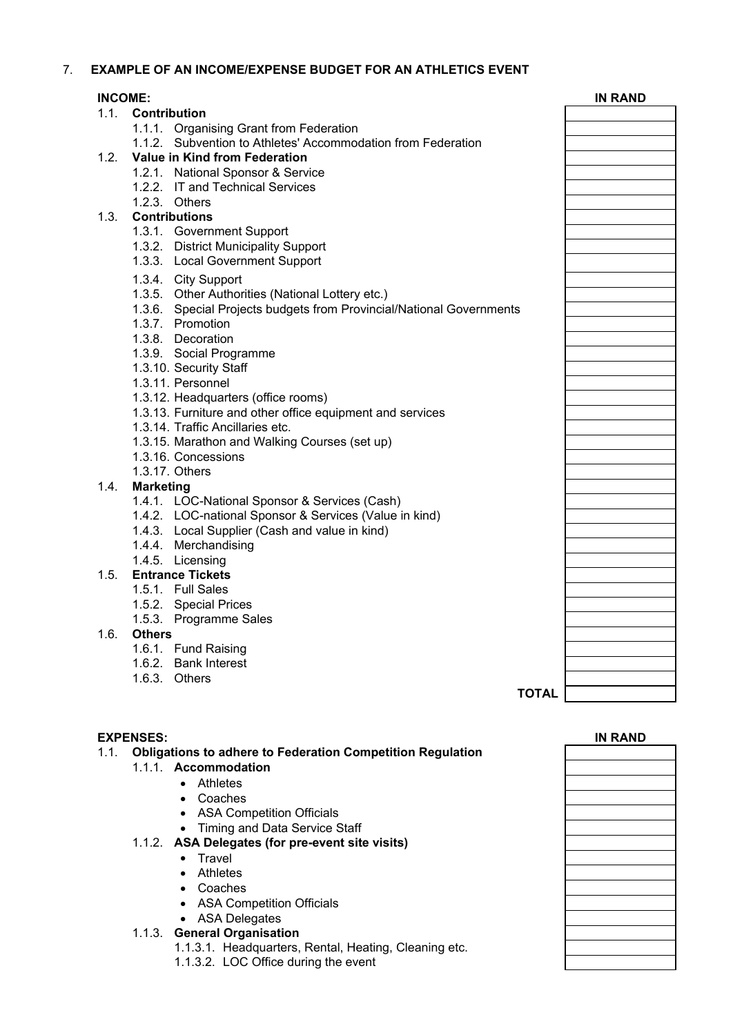## 7. EXAMPLE OF AN INCOME/EXPENSE BUDGET FOR AN ATHLETICS EVENT

| INCOME: | IN RAND |
|---|---|
| **1.1. Contribution** | |
| 1.1.1. Organising Grant from Federation | |
| 1.1.2. Subvention to Athletes' Accommodation from Federation | |
| **1.2. Value in Kind from Federation** | |
| 1.2.1. National Sponsor & Service | |
| 1.2.2. IT and Technical Services | |
| 1.2.3. Others | |
| **1.3. Contributions** | |
| 1.3.1. Government Support | |
| 1.3.2. District Municipality Support | |
| 1.3.3. Local Government Support | |
| 1.3.4. City Support | |
| 1.3.5. Other Authorities (National Lottery etc.) | |
| 1.3.6. Special Projects budgets from Provincial/National Governments | |
| 1.3.7. Promotion | |
| 1.3.8. Decoration | |
| 1.3.9. Social Programme | |
| 1.3.10. Security Staff | |
| 1.3.11. Personnel | |
| 1.3.12. Headquarters (office rooms) | |
| 1.3.13. Furniture and other office equipment and services | |
| 1.3.14. Traffic Ancillaries etc. | |
| 1.3.15. Marathon and Walking Courses (set up) | |
| 1.3.16. Concessions | |
| 1.3.17. Others | |
| **1.4. Marketing** | |
| 1.4.1. LOC-National Sponsor & Services (Cash) | |
| 1.4.2. LOC-national Sponsor & Services (Value in kind) | |
| 1.4.3. Local Supplier (Cash and value in kind) | |
| 1.4.4. Merchandising | |
| 1.4.5. Licensing | |
| **1.5. Entrance Tickets** | |
| 1.5.1. Full Sales | |
| 1.5.2. Special Prices | |
| 1.5.3. Programme Sales | |
| **1.6. Others** | |
| 1.6.1. Fund Raising | |
| 1.6.2. Bank Interest | |
| 1.6.3. Others | |
| **TOTAL** | |

| EXPENSES: | IN RAND |
|---|---|
| **1.1. Obligations to adhere to Federation Competition Regulation** | |
| **1.1.1. Accommodation** | |
| • Athletes | |
| • Coaches | |
| • ASA Competition Officials | |
| • Timing and Data Service Staff | |
| **1.1.2. ASA Delegates (for pre-event site visits)** | |
| • Travel | |
| • Athletes | |
| • Coaches | |
| • ASA Competition Officials | |
| • ASA Delegates | |
| **1.1.3. General Organisation** | |
| 1.1.3.1. Headquarters, Rental, Heating, Cleaning etc. | |
| 1.1.3.2. LOC Office during the event | |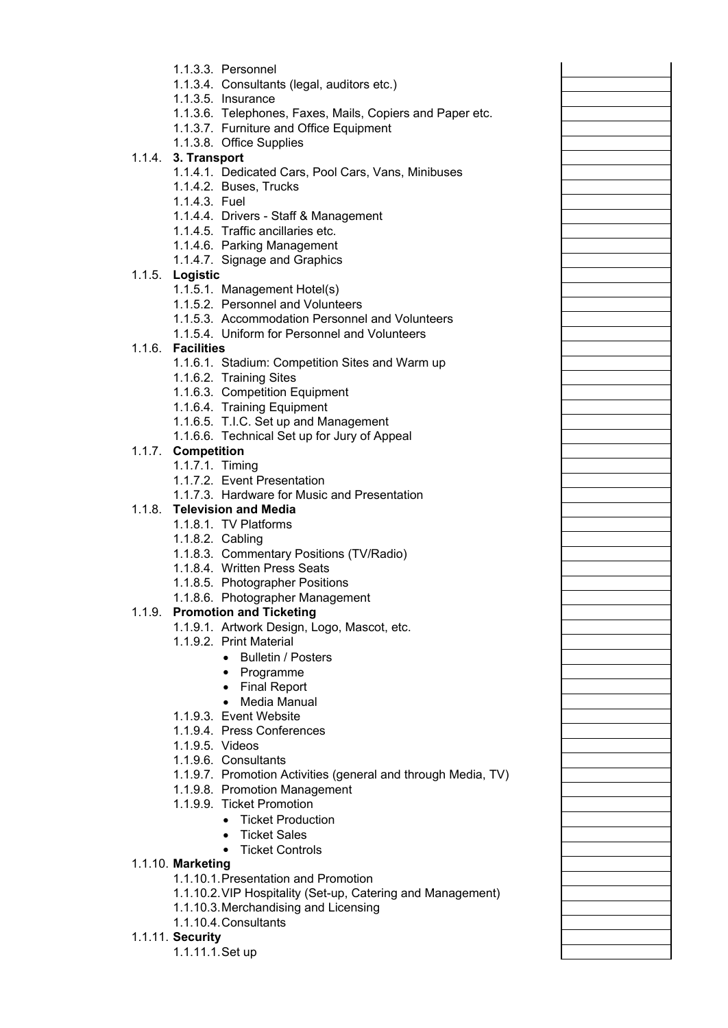- 1.1.3.3. Personnel
- 1.1.3.4. Consultants (legal, auditors etc.)
- 1.1.3.5. Insurance
- 1.1.3.6. Telephones, Faxes, Mails, Copiers and Paper etc.
- 1.1.3.7. Furniture and Office Equipment
- 1.1.3.8. Office Supplies

**1.1.4. 3. Transport**

- 1.1.4.1. Dedicated Cars, Pool Cars, Vans, Minibuses
- 1.1.4.2. Buses, Trucks
- 1.1.4.3. Fuel
- 1.1.4.4. Drivers - Staff & Management
- 1.1.4.5. Traffic ancillaries etc.
- 1.1.4.6. Parking Management
- 1.1.4.7. Signage and Graphics

**1.1.5. Logistic**

- 1.1.5.1. Management Hotel(s)
- 1.1.5.2. Personnel and Volunteers
- 1.1.5.3. Accommodation Personnel and Volunteers
- 1.1.5.4. Uniform for Personnel and Volunteers

**1.1.6. Facilities**

- 1.1.6.1. Stadium: Competition Sites and Warm up
- 1.1.6.2. Training Sites
- 1.1.6.3. Competition Equipment
- 1.1.6.4. Training Equipment
- 1.1.6.5. T.I.C. Set up and Management
- 1.1.6.6. Technical Set up for Jury of Appeal

**1.1.7. Competition**

- 1.1.7.1. Timing
- 1.1.7.2. Event Presentation
- 1.1.7.3. Hardware for Music and Presentation

**1.1.8. Television and Media**

- 1.1.8.1. TV Platforms
- 1.1.8.2. Cabling
- 1.1.8.3. Commentary Positions (TV/Radio)
- 1.1.8.4. Written Press Seats
- 1.1.8.5. Photographer Positions
- 1.1.8.6. Photographer Management

**1.1.9. Promotion and Ticketing**

- 1.1.9.1. Artwork Design, Logo, Mascot, etc.
- 1.1.9.2. Print Material
  - Bulletin / Posters
  - Programme
  - Final Report
  - Media Manual
- 1.1.9.3. Event Website
- 1.1.9.4. Press Conferences
- 1.1.9.5. Videos
- 1.1.9.6. Consultants
- 1.1.9.7. Promotion Activities (general and through Media, TV)
- 1.1.9.8. Promotion Management
- 1.1.9.9. Ticket Promotion
  - Ticket Production
  - Ticket Sales
  - Ticket Controls

**1.1.10. Marketing**

- 1.1.10.1. Presentation and Promotion
- 1.1.10.2. VIP Hospitality (Set-up, Catering and Management)
- 1.1.10.3. Merchandising and Licensing
- 1.1.10.4. Consultants

**1.1.11. Security**

- 1.1.11.1. Set up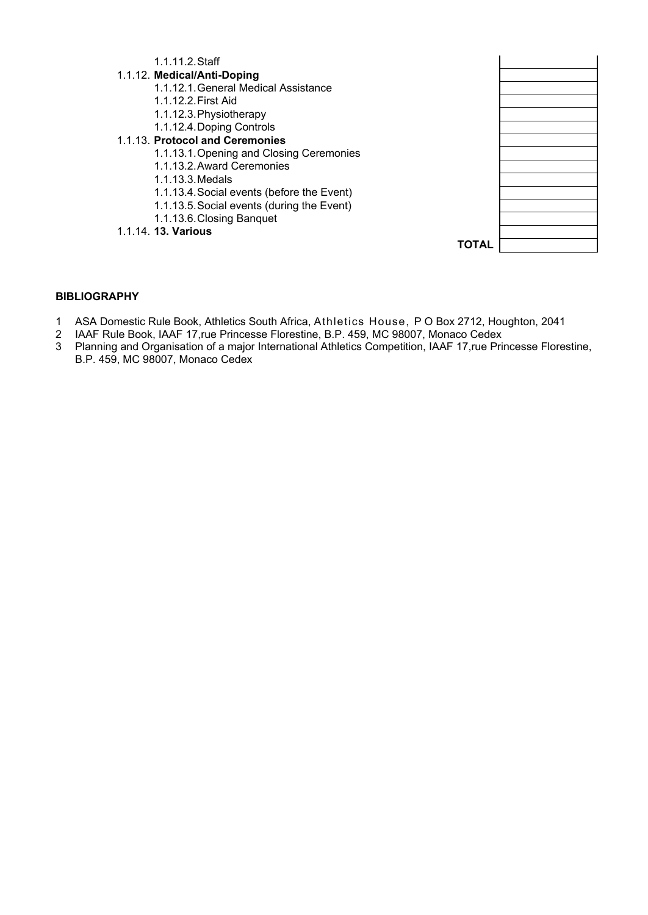| | |
|---|---|
| 1.1.11.2. Staff | |
| 1.1.12. **Medical/Anti-Doping** | |
| 1.1.12.1. General Medical Assistance | |
| 1.1.12.2. First Aid | |
| 1.1.12.3. Physiotherapy | |
| 1.1.12.4. Doping Controls | |
| 1.1.13. **Protocol and Ceremonies** | |
| 1.1.13.1. Opening and Closing Ceremonies | |
| 1.1.13.2. Award Ceremonies | |
| 1.1.13.3. Medals | |
| 1.1.13.4. Social events (before the Event) | |
| 1.1.13.5. Social events (during the Event) | |
| 1.1.13.6. Closing Banquet | |
| 1.1.14. **13. Various** | |
| **TOTAL** | |

**BIBLIOGRAPHY**

1. ASA Domestic Rule Book, Athletics South Africa, Athletics House, P O Box 2712, Houghton, 2041
2. IAAF Rule Book, IAAF 17,rue Princesse Florestine, B.P. 459, MC 98007, Monaco Cedex
3. Planning and Organisation of a major International Athletics Competition, IAAF 17,rue Princesse Florestine, B.P. 459, MC 98007, Monaco Cedex